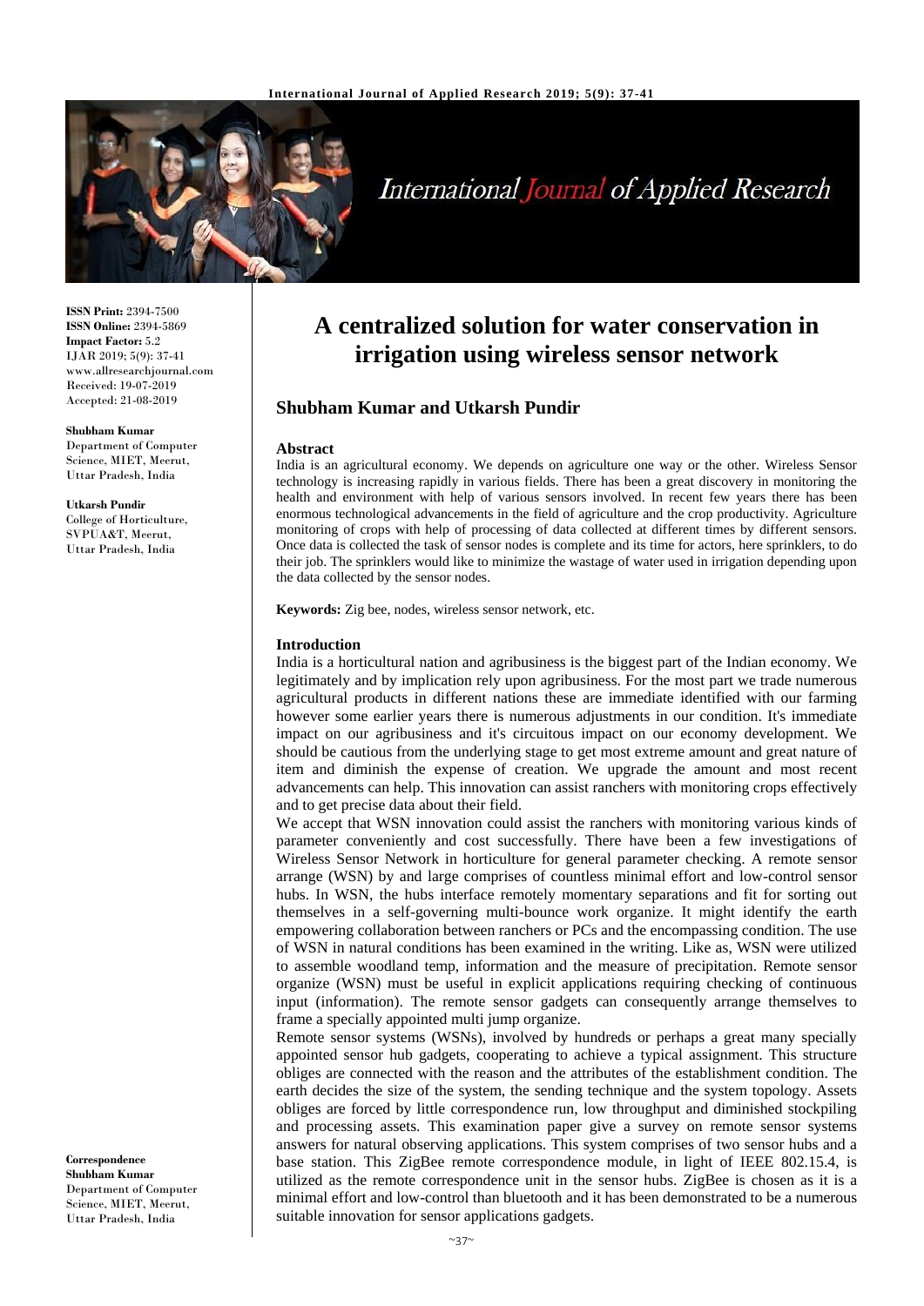**ISSN Print:** 2394-7500
**ISSN Online:** 2394-5869
**Impact Factor:** 5.2
IJAR 2019; 5(9): 37-41
www.allresearchjournal.com
Received: 19-07-2019
Accepted: 21-08-2019

**Shubham Kumar**
Department of Computer Science, MIET, Meerut, Uttar Pradesh, India

**Utkarsh Pundir**
College of Horticulture, SVPUA&T, Meerut, Uttar Pradesh, India

**Correspondence**
**Shubham Kumar**
Department of Computer Science, MIET, Meerut, Uttar Pradesh, India

# A centralized solution for water conservation in irrigation using wireless sensor network

## Shubham Kumar and Utkarsh Pundir

### Abstract

India is an agricultural economy. We depends on agriculture one way or the other. Wireless Sensor technology is increasing rapidly in various fields. There has been a great discovery in monitoring the health and environment with help of various sensors involved. In recent few years there has been enormous technological advancements in the field of agriculture and the crop productivity. Agriculture monitoring of crops with help of processing of data collected at different times by different sensors. Once data is collected the task of sensor nodes is complete and its time for actors, here sprinklers, to do their job. The sprinklers would like to minimize the wastage of water used in irrigation depending upon the data collected by the sensor nodes.

**Keywords:** Zig bee, nodes, wireless sensor network, etc.

### Introduction

India is a horticultural nation and agribusiness is the biggest part of the Indian economy. We legitimately and by implication rely upon agribusiness. For the most part we trade numerous agricultural products in different nations these are immediate identified with our farming however some earlier years there is numerous adjustments in our condition. It's immediate impact on our agribusiness and it's circuitous impact on our economy development. We should be cautious from the underlying stage to get most extreme amount and great nature of item and diminish the expense of creation. We upgrade the amount and most recent advancements can help. This innovation can assist ranchers with monitoring crops effectively and to get precise data about their field.

We accept that WSN innovation could assist the ranchers with monitoring various kinds of parameter conveniently and cost successfully. There have been a few investigations of Wireless Sensor Network in horticulture for general parameter checking. A remote sensor arrange (WSN) by and large comprises of countless minimal effort and low-control sensor hubs. In WSN, the hubs interface remotely momentary separations and fit for sorting out themselves in a self-governing multi-bounce work organize. It might identify the earth empowering collaboration between ranchers or PCs and the encompassing condition. The use of WSN in natural conditions has been examined in the writing. Like as, WSN were utilized to assemble woodland temp, information and the measure of precipitation. Remote sensor organize (WSN) must be useful in explicit applications requiring checking of continuous input (information). The remote sensor gadgets can consequently arrange themselves to frame a specially appointed multi jump organize.

Remote sensor systems (WSNs), involved by hundreds or perhaps a great many specially appointed sensor hub gadgets, cooperating to achieve a typical assignment. This structure obliges are connected with the reason and the attributes of the establishment condition. The earth decides the size of the system, the sending technique and the system topology. Assets obliges are forced by little correspondence run, low throughput and diminished stockpiling and processing assets. This examination paper give a survey on remote sensor systems answers for natural observing applications. This system comprises of two sensor hubs and a base station. This ZigBee remote correspondence module, in light of IEEE 802.15.4, is utilized as the remote correspondence unit in the sensor hubs. ZigBee is chosen as it is a minimal effort and low-control than bluetooth and it has been demonstrated to be a numerous suitable innovation for sensor applications gadgets.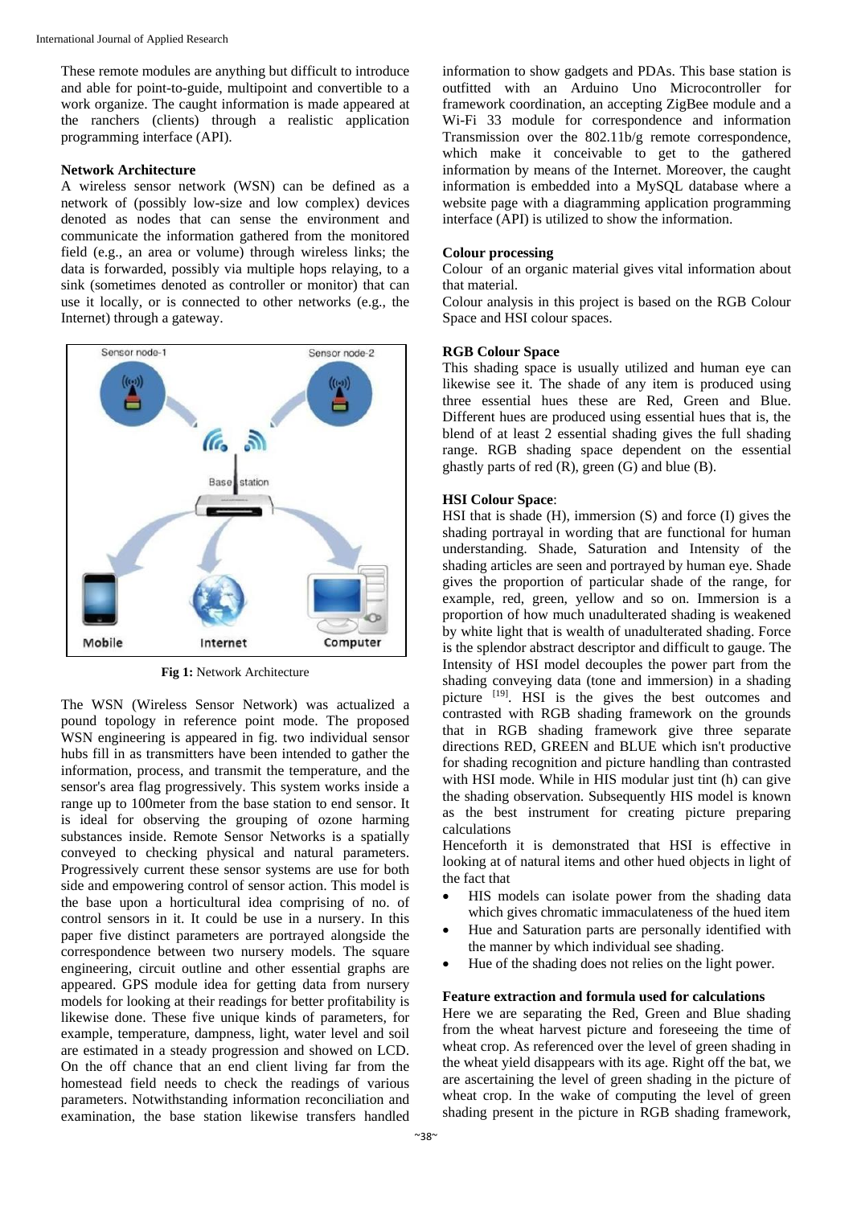These remote modules are anything but difficult to introduce and able for point-to-guide, multipoint and convertible to a work organize. The caught information is made appeared at the ranchers (clients) through a realistic application programming interface (API).

**Network Architecture**

A wireless sensor network (WSN) can be defined as a network of (possibly low-size and low complex) devices denoted as nodes that can sense the environment and communicate the information gathered from the monitored field (e.g., an area or volume) through wireless links; the data is forwarded, possibly via multiple hops relaying, to a sink (sometimes denoted as controller or monitor) that can use it locally, or is connected to other networks (e.g., the Internet) through a gateway.

**Fig 1:** Network Architecture

The WSN (Wireless Sensor Network) was actualized a pound topology in reference point mode. The proposed WSN engineering is appeared in fig. two individual sensor hubs fill in as transmitters have been intended to gather the information, process, and transmit the temperature, and the sensor's area flag progressively. This system works inside a range up to 100meter from the base station to end sensor. It is ideal for observing the grouping of ozone harming substances inside. Remote Sensor Networks is a spatially conveyed to checking physical and natural parameters. Progressively current these sensor systems are use for both side and empowering control of sensor action. This model is the base upon a horticultural idea comprising of no. of control sensors in it. It could be use in a nursery. In this paper five distinct parameters are portrayed alongside the correspondence between two nursery models. The square engineering, circuit outline and other essential graphs are appeared. GPS module idea for getting data from nursery models for looking at their readings for better profitability is likewise done. These five unique kinds of parameters, for example, temperature, dampness, light, water level and soil are estimated in a steady progression and showed on LCD. On the off chance that an end client living far from the homestead field needs to check the readings of various parameters. Notwithstanding information reconciliation and examination, the base station likewise transfers handled information to show gadgets and PDAs. This base station is outfitted with an Arduino Uno Microcontroller for framework coordination, an accepting ZigBee module and a Wi-Fi 33 module for correspondence and information Transmission over the 802.11b/g remote correspondence, which make it conceivable to get to the gathered information by means of the Internet. Moreover, the caught information is embedded into a MySQL database where a website page with a diagramming application programming interface (API) is utilized to show the information.

**Colour processing**

Colour of an organic material gives vital information about that material.

Colour analysis in this project is based on the RGB Colour Space and HSI colour spaces.

**RGB Colour Space**

This shading space is usually utilized and human eye can likewise see it. The shade of any item is produced using three essential hues these are Red, Green and Blue. Different hues are produced using essential hues that is, the blend of at least 2 essential shading gives the full shading range. RGB shading space dependent on the essential ghastly parts of red (R), green (G) and blue (B).

**HSI Colour Space**:

HSI that is shade (H), immersion (S) and force (I) gives the shading portrayal in wording that are functional for human understanding. Shade, Saturation and Intensity of the shading articles are seen and portrayed by human eye. Shade gives the proportion of particular shade of the range, for example, red, green, yellow and so on. Immersion is a proportion of how much unadulterated shading is weakened by white light that is wealth of unadulterated shading. Force is the splendor abstract descriptor and difficult to gauge. The Intensity of HSI model decouples the power part from the shading conveying data (tone and immersion) in a shading picture [19]. HSI is the gives the best outcomes and contrasted with RGB shading framework on the grounds that in RGB shading framework give three separate directions RED, GREEN and BLUE which isn't productive for shading recognition and picture handling than contrasted with HSI mode. While in HIS modular just tint (h) can give the shading observation. Subsequently HIS model is known as the best instrument for creating picture preparing calculations

Henceforth it is demonstrated that HSI is effective in looking at of natural items and other hued objects in light of the fact that

- HIS models can isolate power from the shading data which gives chromatic immaculateness of the hued item
- Hue and Saturation parts are personally identified with the manner by which individual see shading.
- Hue of the shading does not relies on the light power.

**Feature extraction and formula used for calculations**

Here we are separating the Red, Green and Blue shading from the wheat harvest picture and foreseeing the time of wheat crop. As referenced over the level of green shading in the wheat yield disappears with its age. Right off the bat, we are ascertaining the level of green shading in the picture of wheat crop. In the wake of computing the level of green shading present in the picture in RGB shading framework,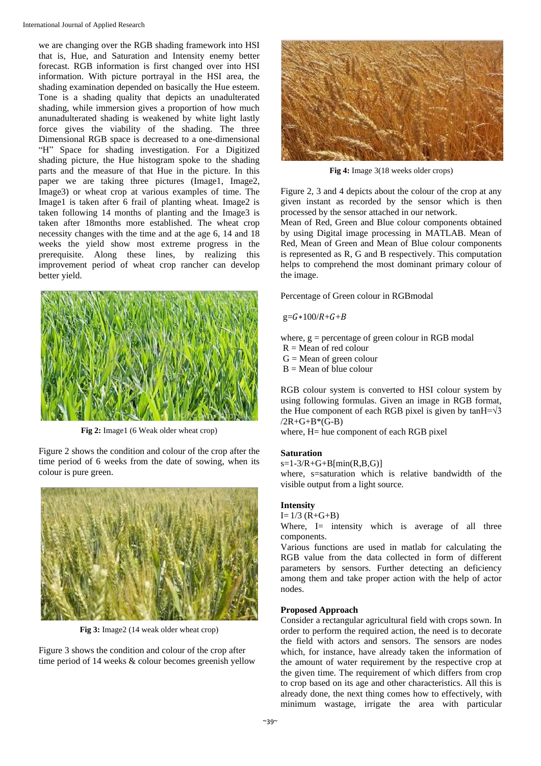we are changing over the RGB shading framework into HSI that is, Hue, and Saturation and Intensity enemy better forecast. RGB information is first changed over into HSI information. With picture portrayal in the HSI area, the shading examination depended on basically the Hue esteem. Tone is a shading quality that depicts an unadulterated shading, while immersion gives a proportion of how much anunadulterated shading is weakened by white light lastly force gives the viability of the shading. The three Dimensional RGB space is decreased to a one-dimensional "H" Space for shading investigation. For a Digitized shading picture, the Hue histogram spoke to the shading parts and the measure of that Hue in the picture. In this paper we are taking three pictures (Image1, Image2, Image3) or wheat crop at various examples of time. The Image1 is taken after 6 frail of planting wheat. Image2 is taken following 14 months of planting and the Image3 is taken after 18months more established. The wheat crop necessity changes with the time and at the age 6, 14 and 18 weeks the yield show most extreme progress in the prerequisite. Along these lines, by realizing this improvement period of wheat crop rancher can develop better yield.

**Fig 2:** Image1 (6 Weak older wheat crop)

Figure 2 shows the condition and colour of the crop after the time period of 6 weeks from the date of sowing, when its colour is pure green.

**Fig 3:** Image2 (14 weak older wheat crop)

Figure 3 shows the condition and colour of the crop after time period of 14 weeks & colour becomes greenish yellow

**Fig 4:** Image 3(18 weeks older crops)

Figure 2, 3 and 4 depicts about the colour of the crop at any given instant as recorded by the sensor which is then processed by the sensor attached in our network.

Mean of Red, Green and Blue colour components obtained by using Digital image processing in MATLAB. Mean of Red, Mean of Green and Mean of Blue colour components is represented as R, G and B respectively. This computation helps to comprehend the most dominant primary colour of the image.

Percentage of Green colour in RGBmodal

$g = G*100/R+G+B$

where, g = percentage of green colour in RGB modal
R = Mean of red colour
G = Mean of green colour
B = Mean of blue colour

RGB colour system is converted to HSI colour system by using following formulas. Given an image in RGB format, the Hue component of each RGB pixel is given by $\tan H = \sqrt{3}/2R+G+B*(G-B)$
where, H= hue component of each RGB pixel

### Saturation

$s = 1-3/R+G+B[\min(R,B,G)]$

where, s=saturation which is relative bandwidth of the visible output from a light source.

### Intensity

$I = 1/3\,(R+G+B)$

Where, I= intensity which is average of all three components.

Various functions are used in matlab for calculating the RGB value from the data collected in form of different parameters by sensors. Further detecting an deficiency among them and take proper action with the help of actor nodes.

### Proposed Approach

Consider a rectangular agricultural field with crops sown. In order to perform the required action, the need is to decorate the field with actors and sensors. The sensors are nodes which, for instance, have already taken the information of the amount of water requirement by the respective crop at the given time. The requirement of which differs from crop to crop based on its age and other characteristics. All this is already done, the next thing comes how to effectively, with minimum wastage, irrigate the area with particular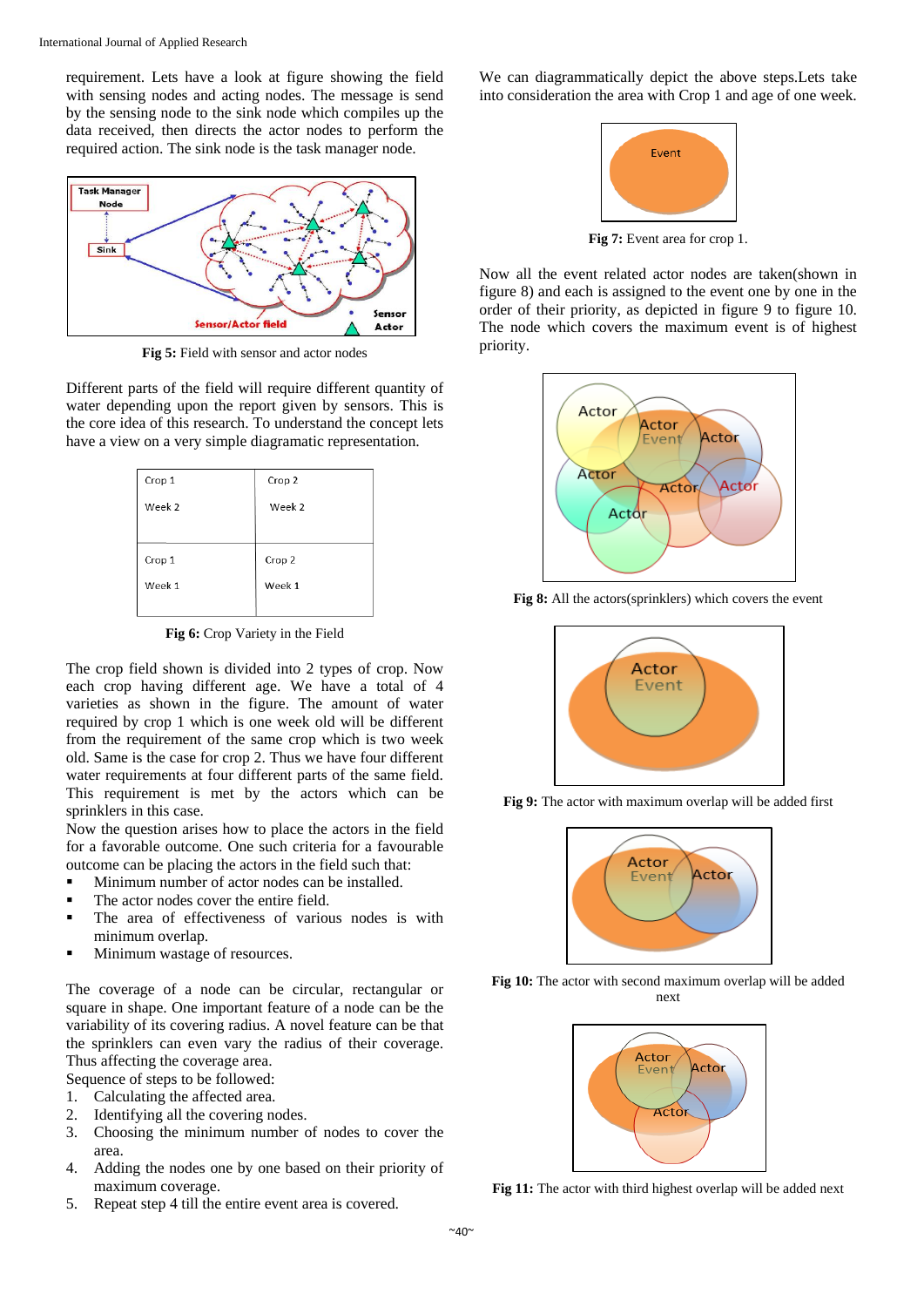requirement. Lets have a look at figure showing the field with sensing nodes and acting nodes. The message is send by the sensing node to the sink node which compiles up the data received, then directs the actor nodes to perform the required action. The sink node is the task manager node.

**Fig 5:** Field with sensor and actor nodes

Different parts of the field will require different quantity of water depending upon the report given by sensors. This is the core idea of this research. To understand the concept lets have a view on a very simple diagramatic representation.

| Crop 1<br>Week 2 | Crop 2<br>Week 2 |
|---|---|
| Crop 1<br>Week 1 | Crop 2<br>Week 1 |

**Fig 6:** Crop Variety in the Field

The crop field shown is divided into 2 types of crop. Now each crop having different age. We have a total of 4 varieties as shown in the figure. The amount of water required by crop 1 which is one week old will be different from the requirement of the same crop which is two week old. Same is the case for crop 2. Thus we have four different water requirements at four different parts of the same field. This requirement is met by the actors which can be sprinklers in this case.

Now the question arises how to place the actors in the field for a favorable outcome. One such criteria for a favourable outcome can be placing the actors in the field such that:

- Minimum number of actor nodes can be installed.
- The actor nodes cover the entire field.
- The area of effectiveness of various nodes is with minimum overlap.
- Minimum wastage of resources.

The coverage of a node can be circular, rectangular or square in shape. One important feature of a node can be the variability of its covering radius. A novel feature can be that the sprinklers can even vary the radius of their coverage. Thus affecting the coverage area.

Sequence of steps to be followed:

1. Calculating the affected area.
2. Identifying all the covering nodes.
3. Choosing the minimum number of nodes to cover the area.
4. Adding the nodes one by one based on their priority of maximum coverage.
5. Repeat step 4 till the entire event area is covered.

We can diagrammatically depict the above steps.Lets take into consideration the area with Crop 1 and age of one week.

**Fig 7:** Event area for crop 1.

Now all the event related actor nodes are taken(shown in figure 8) and each is assigned to the event one by one in the order of their priority, as depicted in figure 9 to figure 10. The node which covers the maximum event is of highest priority.

**Fig 8:** All the actors(sprinklers) which covers the event

**Fig 9:** The actor with maximum overlap will be added first

**Fig 10:** The actor with second maximum overlap will be added next

**Fig 11:** The actor with third highest overlap will be added next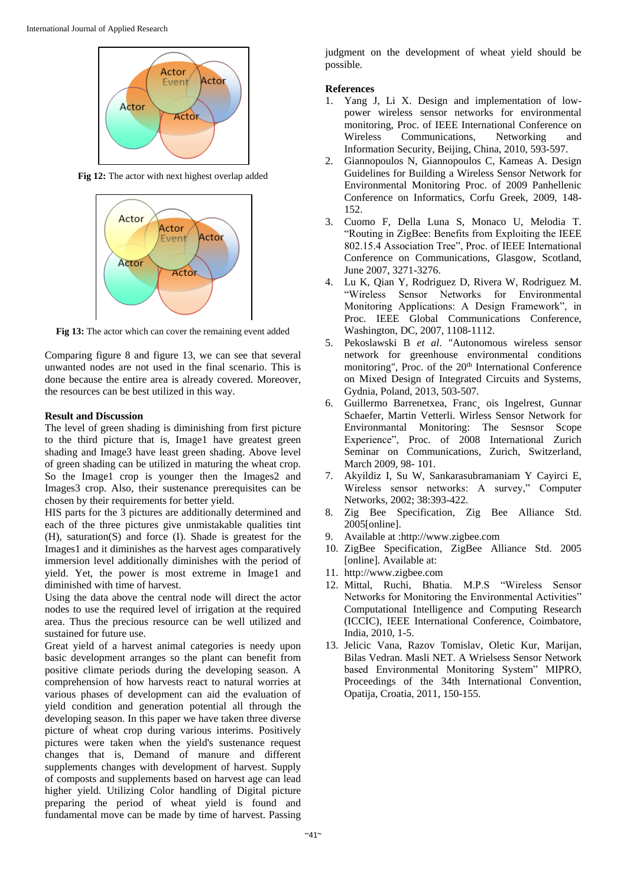Actor
Event
Actor
Actor
Actor

**Fig 12:** The actor with next highest overlap added

Actor
Actor
Event
Actor
Actor
Actor

**Fig 13:** The actor which can cover the remaining event added

Comparing figure 8 and figure 13, we can see that several unwanted nodes are not used in the final scenario. This is done because the entire area is already covered. Moreover, the resources can be best utilized in this way.

## Result and Discussion

The level of green shading is diminishing from first picture to the third picture that is, Image1 have greatest green shading and Image3 have least green shading. Above level of green shading can be utilized in maturing the wheat crop. So the Image1 crop is younger then the Images2 and Images3 crop. Also, their sustenance prerequisites can be chosen by their requirements for better yield.

HIS parts for the 3 pictures are additionally determined and each of the three pictures give unmistakable qualities tint (H), saturation(S) and force (I). Shade is greatest for the Images1 and it diminishes as the harvest ages comparatively immersion level additionally diminishes with the period of yield. Yet, the power is most extreme in Image1 and diminished with time of harvest.

Using the data above the central node will direct the actor nodes to use the required level of irrigation at the required area. Thus the precious resource can be well utilized and sustained for future use.

Great yield of a harvest animal categories is needy upon basic development arranges so the plant can benefit from positive climate periods during the developing season. A comprehension of how harvests react to natural worries at various phases of development can aid the evaluation of yield condition and generation potential all through the developing season. In this paper we have taken three diverse picture of wheat crop during various interims. Positively pictures were taken when the yield's sustenance request changes that is, Demand of manure and different supplements changes with development of harvest. Supply of composts and supplements based on harvest age can lead higher yield. Utilizing Color handling of Digital picture preparing the period of wheat yield is found and fundamental move can be made by time of harvest. Passing judgment on the development of wheat yield should be possible.

## References

1. Yang J, Li X. Design and implementation of low-power wireless sensor networks for environmental monitoring, Proc. of IEEE International Conference on Wireless Communications, Networking and Information Security, Beijing, China, 2010, 593-597.
2. Giannopoulos N, Giannopoulos C, Kameas A. Design Guidelines for Building a Wireless Sensor Network for Environmental Monitoring Proc. of 2009 Panhellenic Conference on Informatics, Corfu Greek, 2009, 148-152.
3. Cuomo F, Della Luna S, Monaco U, Melodia T. "Routing in ZigBee: Benefits from Exploiting the IEEE 802.15.4 Association Tree", Proc. of IEEE International Conference on Communications, Glasgow, Scotland, June 2007, 3271-3276.
4. Lu K, Qian Y, Rodriguez D, Rivera W, Rodriguez M. "Wireless Sensor Networks for Environmental Monitoring Applications: A Design Framework", in Proc. IEEE Global Communications Conference, Washington, DC, 2007, 1108-1112.
5. Pekoslawski B *et al*. "Autonomous wireless sensor network for greenhouse environmental conditions monitoring", Proc. of the 20th International Conference on Mixed Design of Integrated Circuits and Systems, Gydnia, Poland, 2013, 503-507.
6. Guillermo Barrenetxea, Franc¸ ois Ingelrest, Gunnar Schaefer, Martin Vetterli. Wirless Sensor Network for Environmantal Monitoring: The Sesnsor Scope Experience", Proc. of 2008 International Zurich Seminar on Communications, Zurich, Switzerland, March 2009, 98- 101.
7. Akyildiz I, Su W, Sankarasubramaniam Y Cayirci E, Wireless sensor networks: A survey," Computer Networks, 2002; 38:393-422.
8. Zig Bee Specification, Zig Bee Alliance Std. 2005[online].
9. Available at :http://www.zigbee.com
10. ZigBee Specification, ZigBee Alliance Std. 2005 [online]. Available at:
11. http://www.zigbee.com
12. Mittal, Ruchi, Bhatia. M.P.S "Wireless Sensor Networks for Monitoring the Environmental Activities" Computational Intelligence and Computing Research (ICCIC), IEEE International Conference, Coimbatore, India, 2010, 1-5.
13. Jelicic Vana, Razov Tomislav, Oletic Kur, Marijan, Bilas Vedran. Masli NET. A Wrielsess Sensor Network based Environmental Monitoring System" MIPRO, Proceedings of the 34th International Convention, Opatija, Croatia, 2011, 150-155.